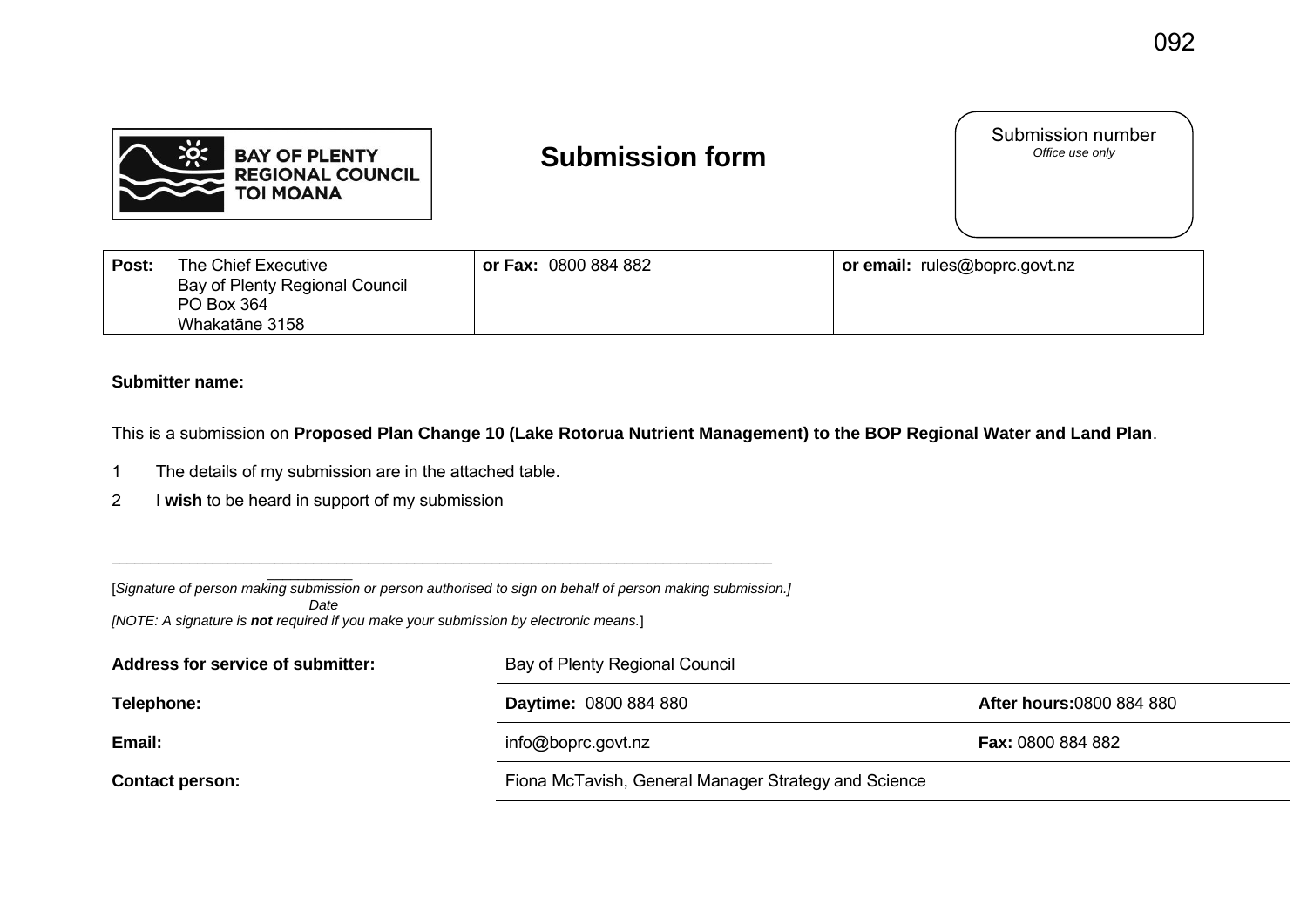092

BAY OF PLENTY REGIONAL COUNCIL TOI MOANA

# Submission form

| Submission number |
|---|
| *Office use only* |

| **Post:** The Chief Executive<br>Bay of Plenty Regional Council<br>PO Box 364<br>Whakatāne 3158 | **or Fax:** 0800 884 882 | **or email:** rules@boprc.govt.nz |
|---|---|---|

**Submitter name:**

This is a submission on **Proposed Plan Change 10 (Lake Rotorua Nutrient Management) to the BOP Regional Water and Land Plan**.

1 The details of my submission are in the attached table.

2 I **wish** to be heard in support of my submission

_______________________________________________________________________________

[*Signature of person making submission or person authorised to sign on behalf of person making submission.*]

*Date*

*[NOTE: A signature is **not** required if you make your submission by electronic means.*]

| | | |
|---|---|---|
| **Address for service of submitter:** | Bay of Plenty Regional Council | |
| **Telephone:** | **Daytime:** 0800 884 880 | **After hours:** 0800 884 880 |
| **Email:** | info@boprc.govt.nz | **Fax:** 0800 884 882 |
| **Contact person:** | Fiona McTavish, General Manager Strategy and Science | |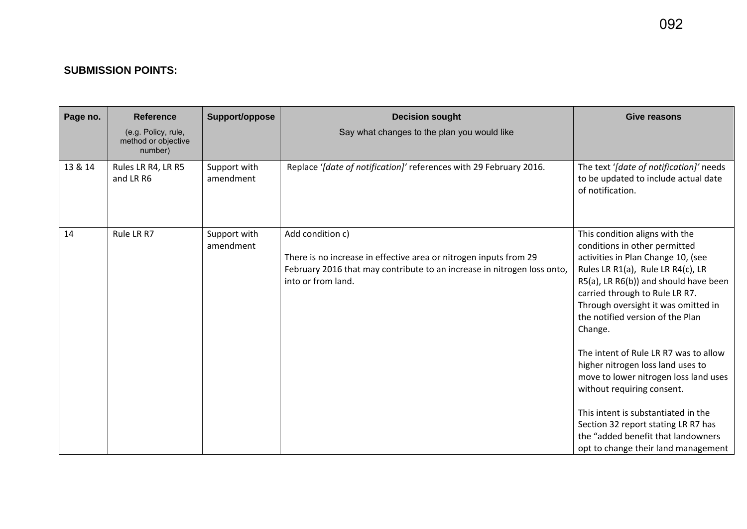**SUBMISSION POINTS:**

| Page no. | Reference<br>(e.g. Policy, rule, method or objective number) | Support/oppose | Decision sought<br>Say what changes to the plan you would like | Give reasons |
|---|---|---|---|---|
| 13 & 14 | Rules LR R4, LR R5 and LR R6 | Support with amendment | Replace '*[date of notification]*' references with 29 February 2016. | The text '*[date of notification]*' needs to be updated to include actual date of notification. |
| 14 | Rule LR R7 | Support with amendment | Add condition c)<br><br>There is no increase in effective area or nitrogen inputs from 29 February 2016 that may contribute to an increase in nitrogen loss onto, into or from land. | This condition aligns with the conditions in other permitted activities in Plan Change 10, (see Rules LR R1(a), Rule LR R4(c), LR R5(a), LR R6(b)) and should have been carried through to Rule LR R7. Through oversight it was omitted in the notified version of the Plan Change.<br><br>The intent of Rule LR R7 was to allow higher nitrogen loss land uses to move to lower nitrogen loss land uses without requiring consent.<br><br>This intent is substantiated in the Section 32 report stating LR R7 has the "added benefit that landowners opt to change their land management |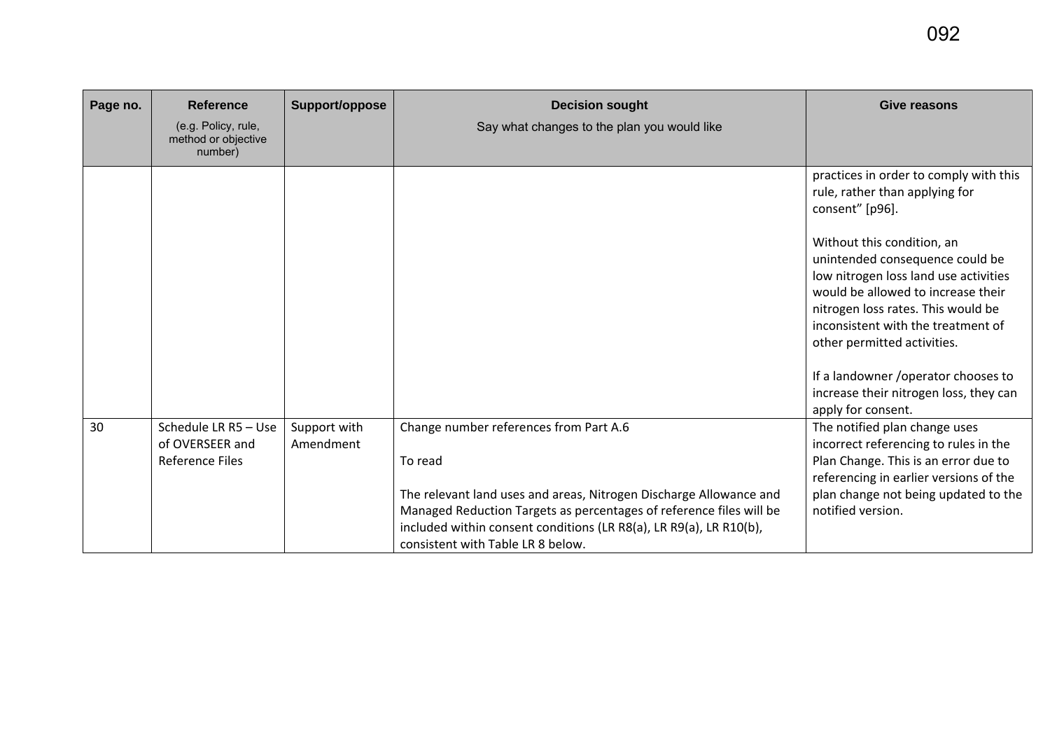| Page no. | Reference (e.g. Policy, rule, method or objective number) | Support/oppose | Decision sought Say what changes to the plan you would like | Give reasons |
|---|---|---|---|---|
| | | | | practices in order to comply with this rule, rather than applying for consent" [p96].<br><br>Without this condition, an unintended consequence could be low nitrogen loss land use activities would be allowed to increase their nitrogen loss rates. This would be inconsistent with the treatment of other permitted activities.<br><br>If a landowner /operator chooses to increase their nitrogen loss, they can apply for consent. |
| 30 | Schedule LR R5 – Use of OVERSEER and Reference Files | Support with Amendment | Change number references from Part A.6<br><br>To read<br><br>The relevant land uses and areas, Nitrogen Discharge Allowance and Managed Reduction Targets as percentages of reference files will be included within consent conditions (LR R8(a), LR R9(a), LR R10(b), consistent with Table LR 8 below. | The notified plan change uses incorrect referencing to rules in the Plan Change. This is an error due to referencing in earlier versions of the plan change not being updated to the notified version. |